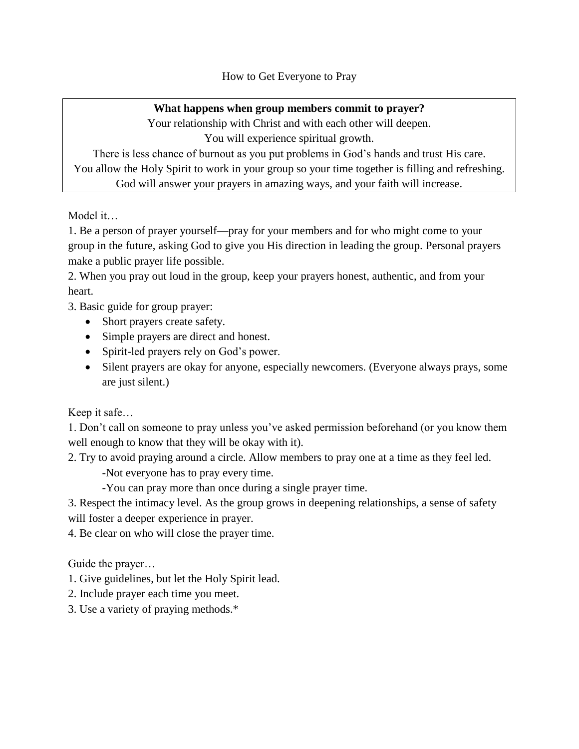# How to Get Everyone to Pray

**What happens when group members commit to prayer?**

Your relationship with Christ and with each other will deepen.
You will experience spiritual growth.
There is less chance of burnout as you put problems in God's hands and trust His care.
You allow the Holy Spirit to work in your group so your time together is filling and refreshing.
God will answer your prayers in amazing ways, and your faith will increase.

Model it…

1. Be a person of prayer yourself—pray for your members and for who might come to your group in the future, asking God to give you His direction in leading the group. Personal prayers make a public prayer life possible.
2. When you pray out loud in the group, keep your prayers honest, authentic, and from your heart.
3. Basic guide for group prayer:
   - Short prayers create safety.
   - Simple prayers are direct and honest.
   - Spirit-led prayers rely on God's power.
   - Silent prayers are okay for anyone, especially newcomers. (Everyone always prays, some are just silent.)

Keep it safe…

1. Don't call on someone to pray unless you've asked permission beforehand (or you know them well enough to know that they will be okay with it).
2. Try to avoid praying around a circle. Allow members to pray one at a time as they feel led.
   - -Not everyone has to pray every time.
   - -You can pray more than once during a single prayer time.
3. Respect the intimacy level. As the group grows in deepening relationships, a sense of safety will foster a deeper experience in prayer.
4. Be clear on who will close the prayer time.

Guide the prayer…

1. Give guidelines, but let the Holy Spirit lead.
2. Include prayer each time you meet.
3. Use a variety of praying methods.*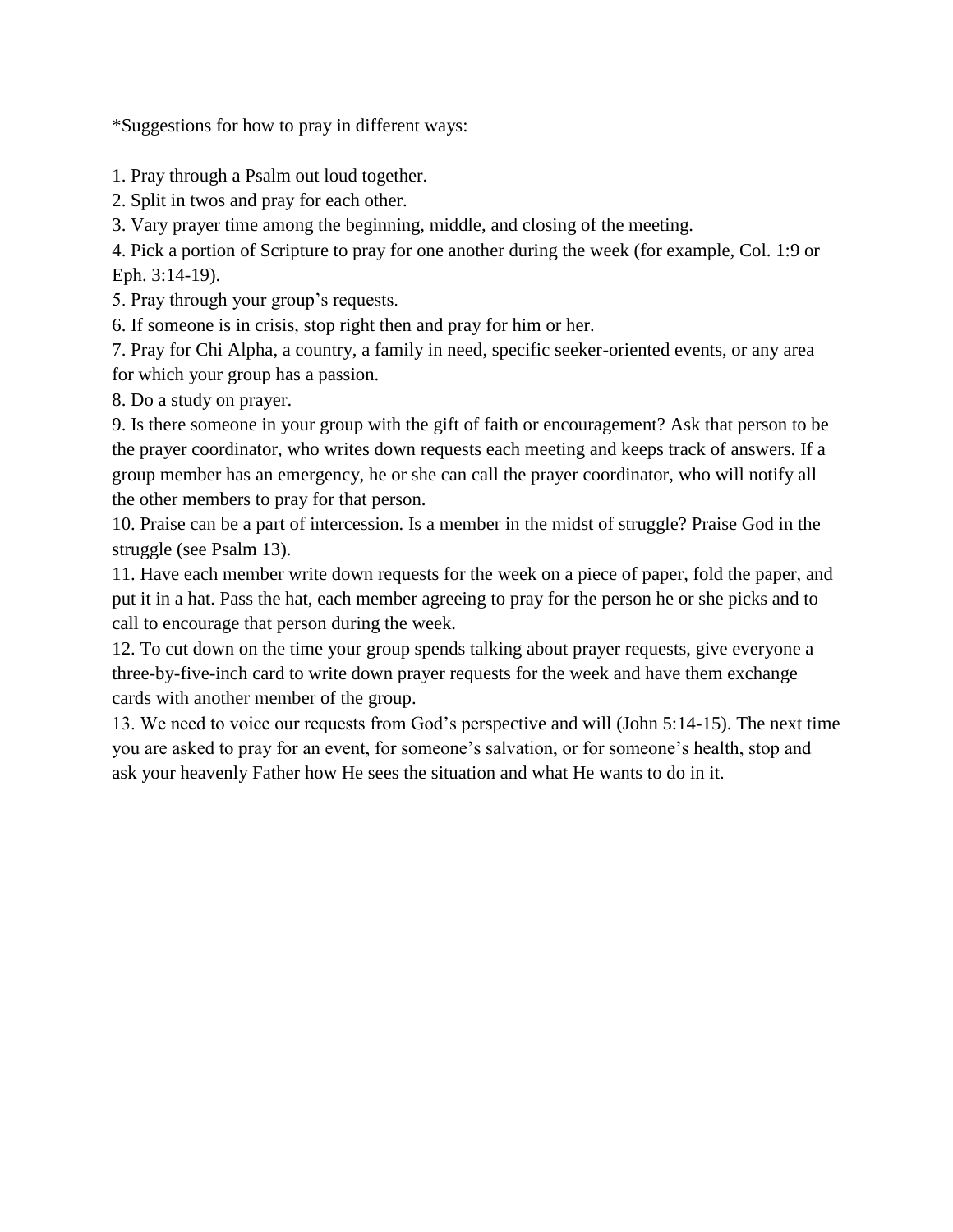*Suggestions for how to pray in different ways:

1. Pray through a Psalm out loud together.
2. Split in twos and pray for each other.
3. Vary prayer time among the beginning, middle, and closing of the meeting.
4. Pick a portion of Scripture to pray for one another during the week (for example, Col. 1:9 or Eph. 3:14-19).
5. Pray through your group's requests.
6. If someone is in crisis, stop right then and pray for him or her.
7. Pray for Chi Alpha, a country, a family in need, specific seeker-oriented events, or any area for which your group has a passion.
8. Do a study on prayer.
9. Is there someone in your group with the gift of faith or encouragement? Ask that person to be the prayer coordinator, who writes down requests each meeting and keeps track of answers. If a group member has an emergency, he or she can call the prayer coordinator, who will notify all the other members to pray for that person.
10. Praise can be a part of intercession. Is a member in the midst of struggle? Praise God in the struggle (see Psalm 13).
11. Have each member write down requests for the week on a piece of paper, fold the paper, and put it in a hat. Pass the hat, each member agreeing to pray for the person he or she picks and to call to encourage that person during the week.
12. To cut down on the time your group spends talking about prayer requests, give everyone a three-by-five-inch card to write down prayer requests for the week and have them exchange cards with another member of the group.
13. We need to voice our requests from God's perspective and will (John 5:14-15). The next time you are asked to pray for an event, for someone's salvation, or for someone's health, stop and ask your heavenly Father how He sees the situation and what He wants to do in it.